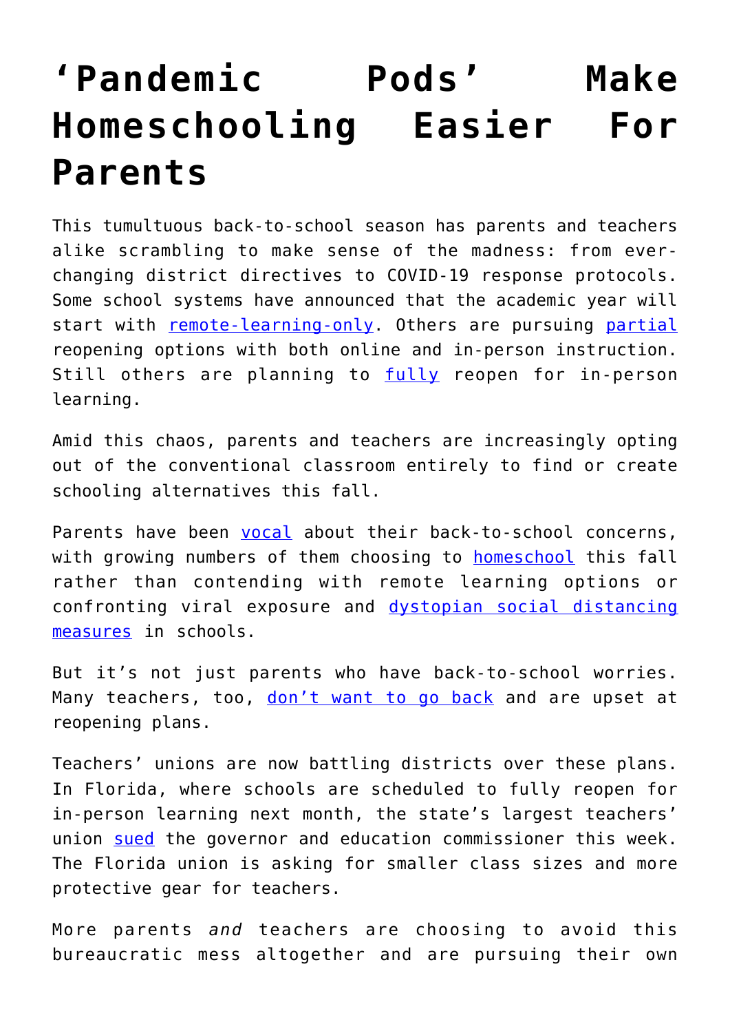# ‘Pandemic Pods’ Make Homeschooling Easier For Parents

This tumultuous back-to-school season has parents and teachers alike scrambling to make sense of the madness: from ever-changing district directives to COVID-19 response protocols. Some school systems have announced that the academic year will start with remote-learning-only. Others are pursuing partial reopening options with both online and in-person instruction. Still others are planning to fully reopen for in-person learning.

Amid this chaos, parents and teachers are increasingly opting out of the conventional classroom entirely to find or create schooling alternatives this fall.

Parents have been vocal about their back-to-school concerns, with growing numbers of them choosing to homeschool this fall rather than contending with remote learning options or confronting viral exposure and dystopian social distancing measures in schools.

But it’s not just parents who have back-to-school worries. Many teachers, too, don’t want to go back and are upset at reopening plans.

Teachers’ unions are now battling districts over these plans. In Florida, where schools are scheduled to fully reopen for in-person learning next month, the state’s largest teachers’ union sued the governor and education commissioner this week. The Florida union is asking for smaller class sizes and more protective gear for teachers.

More parents *and* teachers are choosing to avoid this bureaucratic mess altogether and are pursuing their own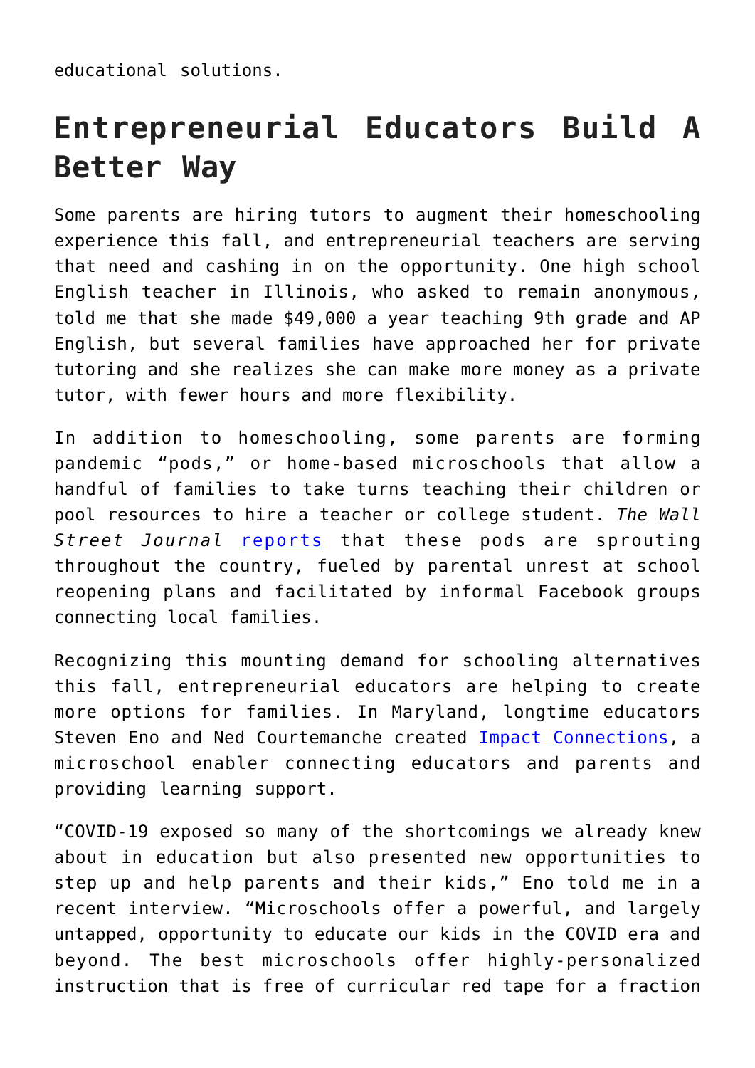educational solutions.

## Entrepreneurial Educators Build A Better Way

Some parents are hiring tutors to augment their homeschooling experience this fall, and entrepreneurial teachers are serving that need and cashing in on the opportunity. One high school English teacher in Illinois, who asked to remain anonymous, told me that she made $49,000 a year teaching 9th grade and AP English, but several families have approached her for private tutoring and she realizes she can make more money as a private tutor, with fewer hours and more flexibility.

In addition to homeschooling, some parents are forming pandemic "pods," or home-based microschools that allow a handful of families to take turns teaching their children or pool resources to hire a teacher or college student. *The Wall Street Journal* reports that these pods are sprouting throughout the country, fueled by parental unrest at school reopening plans and facilitated by informal Facebook groups connecting local families.

Recognizing this mounting demand for schooling alternatives this fall, entrepreneurial educators are helping to create more options for families. In Maryland, longtime educators Steven Eno and Ned Courtemanche created Impact Connections, a microschool enabler connecting educators and parents and providing learning support.

"COVID-19 exposed so many of the shortcomings we already knew about in education but also presented new opportunities to step up and help parents and their kids," Eno told me in a recent interview. "Microschools offer a powerful, and largely untapped, opportunity to educate our kids in the COVID era and beyond. The best microschools offer highly-personalized instruction that is free of curricular red tape for a fraction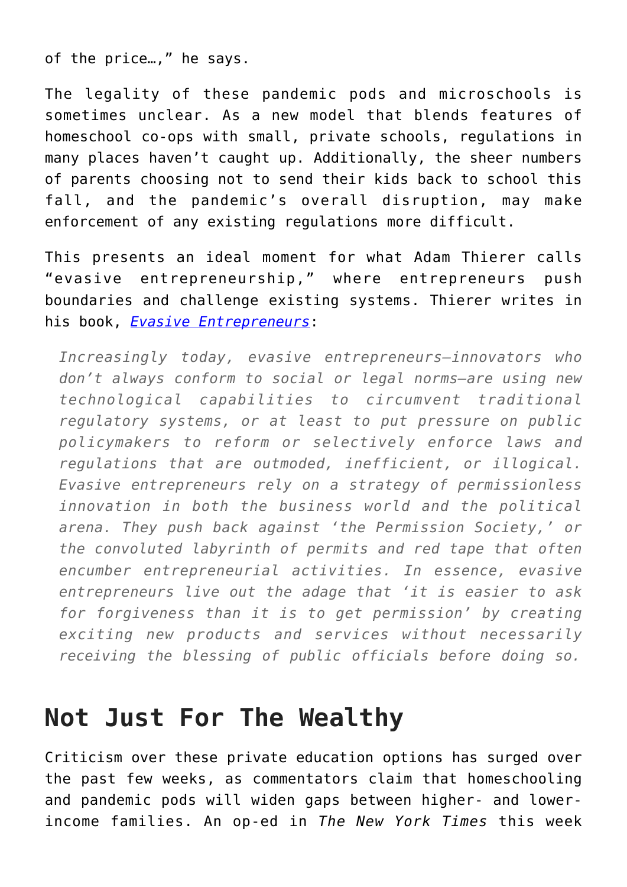of the price…," he says.

The legality of these pandemic pods and microschools is sometimes unclear. As a new model that blends features of homeschool co-ops with small, private schools, regulations in many places haven't caught up. Additionally, the sheer numbers of parents choosing not to send their kids back to school this fall, and the pandemic's overall disruption, may make enforcement of any existing regulations more difficult.

This presents an ideal moment for what Adam Thierer calls "evasive entrepreneurship," where entrepreneurs push boundaries and challenge existing systems. Thierer writes in his book, [*Evasive Entrepreneurs*]:

> *Increasingly today, evasive entrepreneurs—innovators who don't always conform to social or legal norms—are using new technological capabilities to circumvent traditional regulatory systems, or at least to put pressure on public policymakers to reform or selectively enforce laws and regulations that are outmoded, inefficient, or illogical. Evasive entrepreneurs rely on a strategy of permissionless innovation in both the business world and the political arena. They push back against 'the Permission Society,' or the convoluted labyrinth of permits and red tape that often encumber entrepreneurial activities. In essence, evasive entrepreneurs live out the adage that 'it is easier to ask for forgiveness than it is to get permission' by creating exciting new products and services without necessarily receiving the blessing of public officials before doing so.*

## Not Just For The Wealthy

Criticism over these private education options has surged over the past few weeks, as commentators claim that homeschooling and pandemic pods will widen gaps between higher- and lower-income families. An op-ed in *The New York Times* this week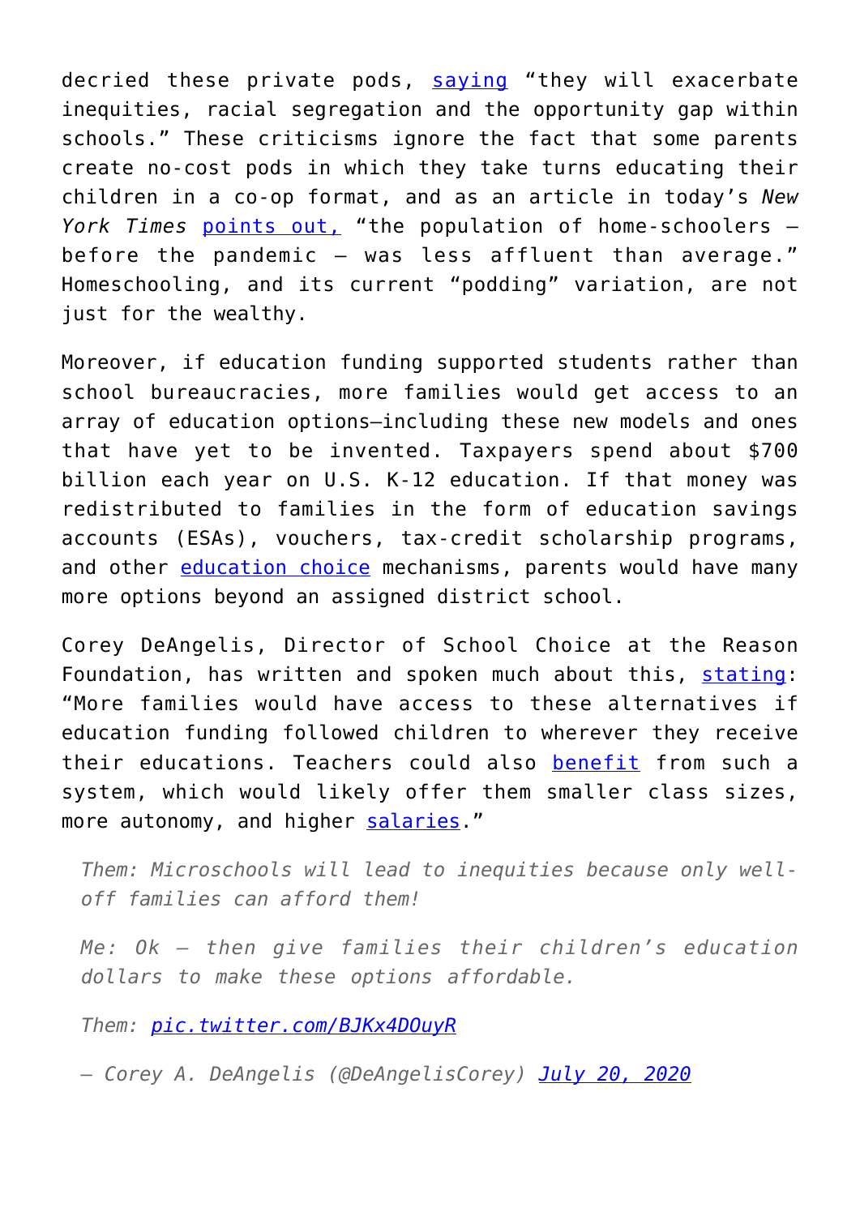decried these private pods, saying "they will exacerbate inequities, racial segregation and the opportunity gap within schools." These criticisms ignore the fact that some parents create no-cost pods in which they take turns educating their children in a co-op format, and as an article in today's *New York Times* points out, "the population of home-schoolers — before the pandemic — was less affluent than average." Homeschooling, and its current "podding" variation, are not just for the wealthy.

Moreover, if education funding supported students rather than school bureaucracies, more families would get access to an array of education options—including these new models and ones that have yet to be invented. Taxpayers spend about $700 billion each year on U.S. K-12 education. If that money was redistributed to families in the form of education savings accounts (ESAs), vouchers, tax-credit scholarship programs, and other education choice mechanisms, parents would have many more options beyond an assigned district school.

Corey DeAngelis, Director of School Choice at the Reason Foundation, has written and spoken much about this, stating: "More families would have access to these alternatives if education funding followed children to wherever they receive their educations. Teachers could also benefit from such a system, which would likely offer them smaller class sizes, more autonomy, and higher salaries."

> *Them: Microschools will lead to inequities because only well-off families can afford them!*
>
> *Me: Ok — then give families their children's education dollars to make these options affordable.*
>
> *Them: pic.twitter.com/BJKx4DOuyR*
>
> *— Corey A. DeAngelis (@DeAngelisCorey) July 20, 2020*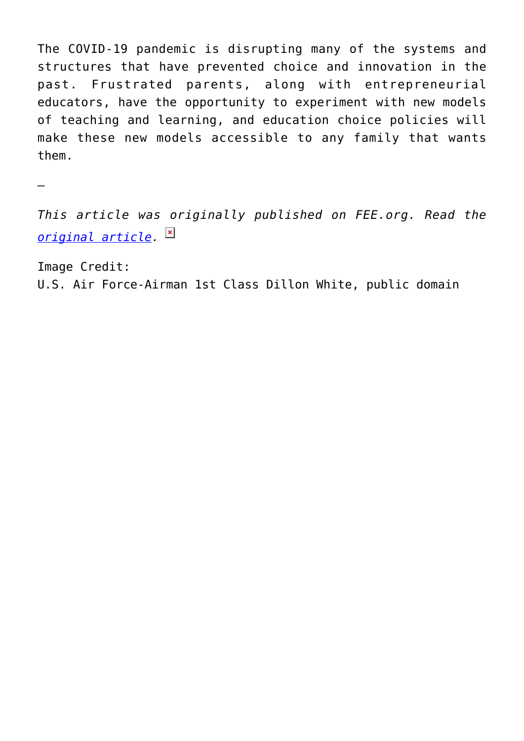The COVID-19 pandemic is disrupting many of the systems and structures that have prevented choice and innovation in the past. Frustrated parents, along with entrepreneurial educators, have the opportunity to experiment with new models of teaching and learning, and education choice policies will make these new models accessible to any family that wants them.

—

*This article was originally published on FEE.org. Read the [original article](original article).*

Image Credit:
U.S. Air Force-Airman 1st Class Dillon White, public domain